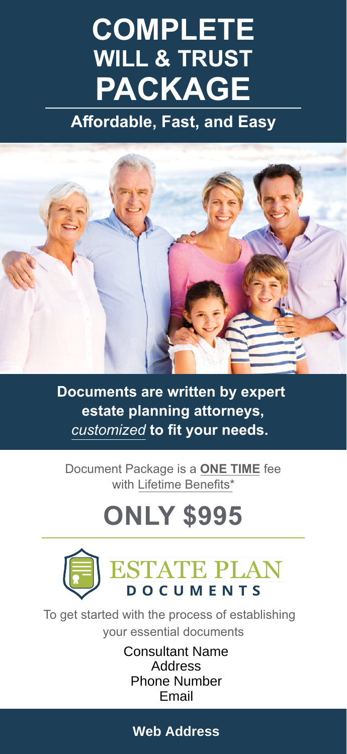# COMPLETE WILL & TRUST PACKAGE

## Affordable, Fast, and Easy

**Documents are written by expert estate planning attorneys, *customized* to fit your needs.**

Document Package is a **ONE TIME** fee with Lifetime Benefits*

# ONLY $995

ESTATE PLAN DOCUMENTS

To get started with the process of establishing your essential documents

Consultant Name
Address
Phone Number
Email

**Web Address**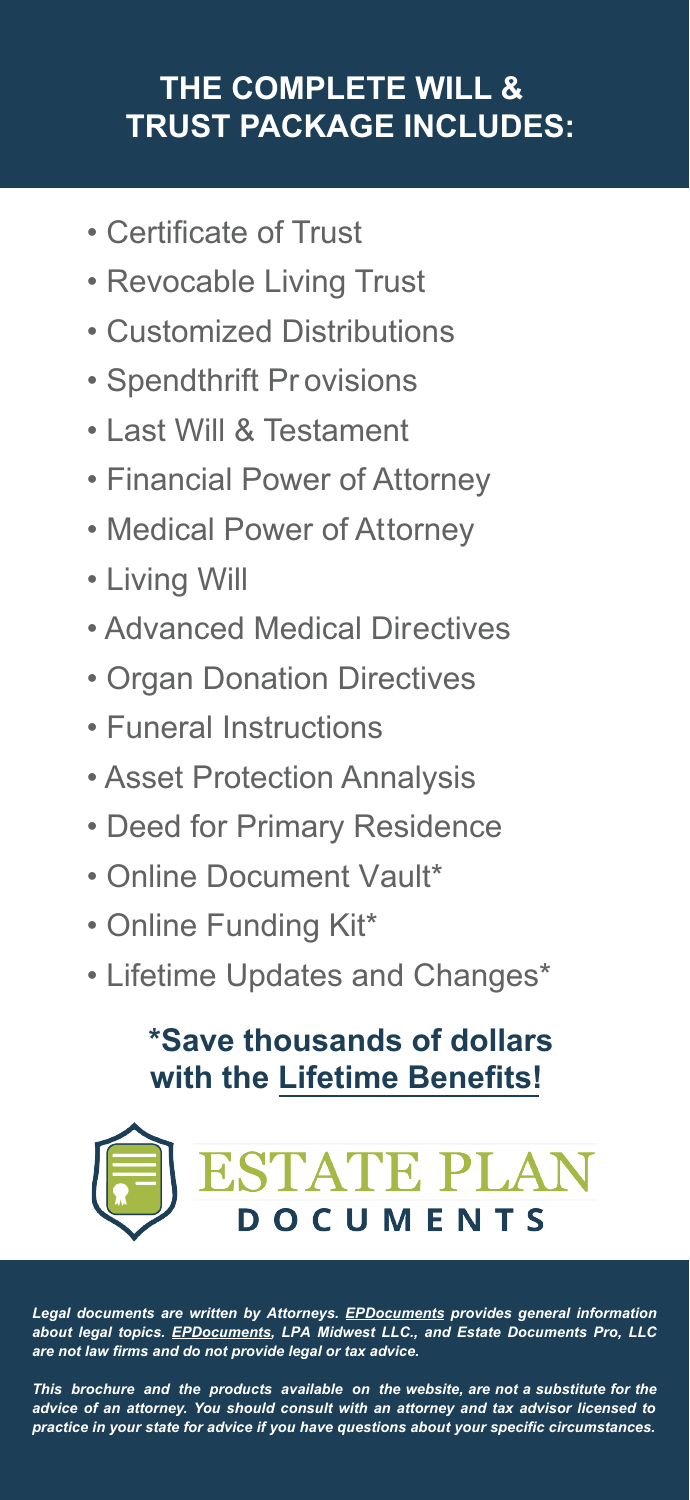## THE COMPLETE WILL & TRUST PACKAGE INCLUDES:

- Certificate of Trust
- Revocable Living Trust
- Customized Distributions
- Spendthrift Provisions
- Last Will & Testament
- Financial Power of Attorney
- Medical Power of Attorney
- Living Will
- Advanced Medical Directives
- Organ Donation Directives
- Funeral Instructions
- Asset Protection Annalysis
- Deed for Primary Residence
- Online Document Vault*
- Online Funding Kit*
- Lifetime Updates and Changes*

### *Save thousands of dollars with the Lifetime Benefits!

ESTATE PLAN
DOCUMENTS

***Legal documents are written by Attorneys. EPDocuments provides general information about legal topics. EPDocuments, LPA Midwest LLC., and Estate Documents Pro, LLC are not law firms and do not provide legal or tax advice.***

***This brochure and the products available on the website, are not a substitute for the advice of an attorney. You should consult with an attorney and tax advisor licensed to practice in your state for advice if you have questions about your specific circumstances.***